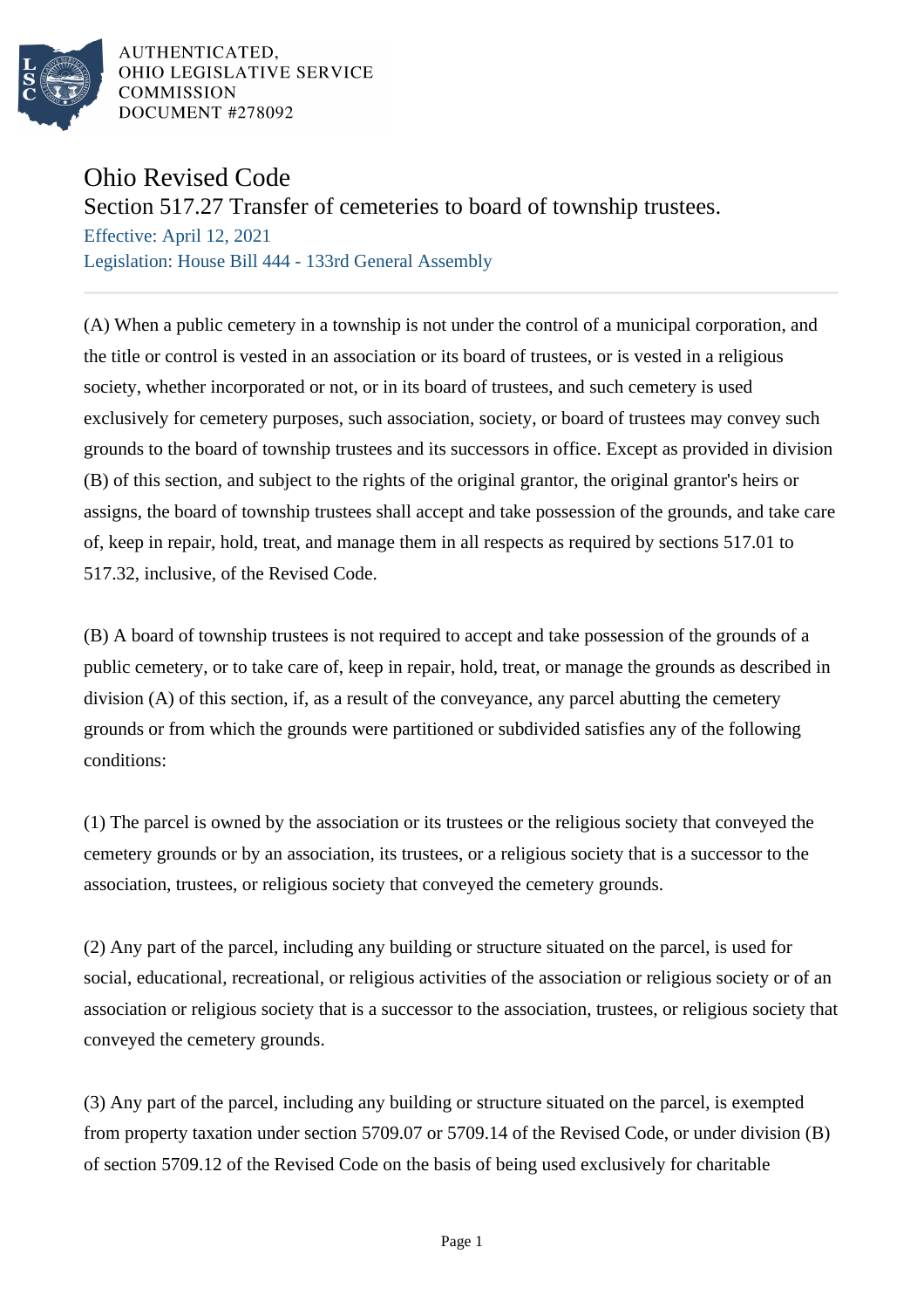AUTHENTICATED,
OHIO LEGISLATIVE SERVICE
COMMISSION
DOCUMENT #278092

# Ohio Revised Code

## Section 517.27 Transfer of cemeteries to board of township trustees.

Effective: April 12, 2021

Legislation: House Bill 444 - 133rd General Assembly

(A) When a public cemetery in a township is not under the control of a municipal corporation, and the title or control is vested in an association or its board of trustees, or is vested in a religious society, whether incorporated or not, or in its board of trustees, and such cemetery is used exclusively for cemetery purposes, such association, society, or board of trustees may convey such grounds to the board of township trustees and its successors in office. Except as provided in division (B) of this section, and subject to the rights of the original grantor, the original grantor's heirs or assigns, the board of township trustees shall accept and take possession of the grounds, and take care of, keep in repair, hold, treat, and manage them in all respects as required by sections 517.01 to 517.32, inclusive, of the Revised Code.

(B) A board of township trustees is not required to accept and take possession of the grounds of a public cemetery, or to take care of, keep in repair, hold, treat, or manage the grounds as described in division (A) of this section, if, as a result of the conveyance, any parcel abutting the cemetery grounds or from which the grounds were partitioned or subdivided satisfies any of the following conditions:

(1) The parcel is owned by the association or its trustees or the religious society that conveyed the cemetery grounds or by an association, its trustees, or a religious society that is a successor to the association, trustees, or religious society that conveyed the cemetery grounds.

(2) Any part of the parcel, including any building or structure situated on the parcel, is used for social, educational, recreational, or religious activities of the association or religious society or of an association or religious society that is a successor to the association, trustees, or religious society that conveyed the cemetery grounds.

(3) Any part of the parcel, including any building or structure situated on the parcel, is exempted from property taxation under section 5709.07 or 5709.14 of the Revised Code, or under division (B) of section 5709.12 of the Revised Code on the basis of being used exclusively for charitable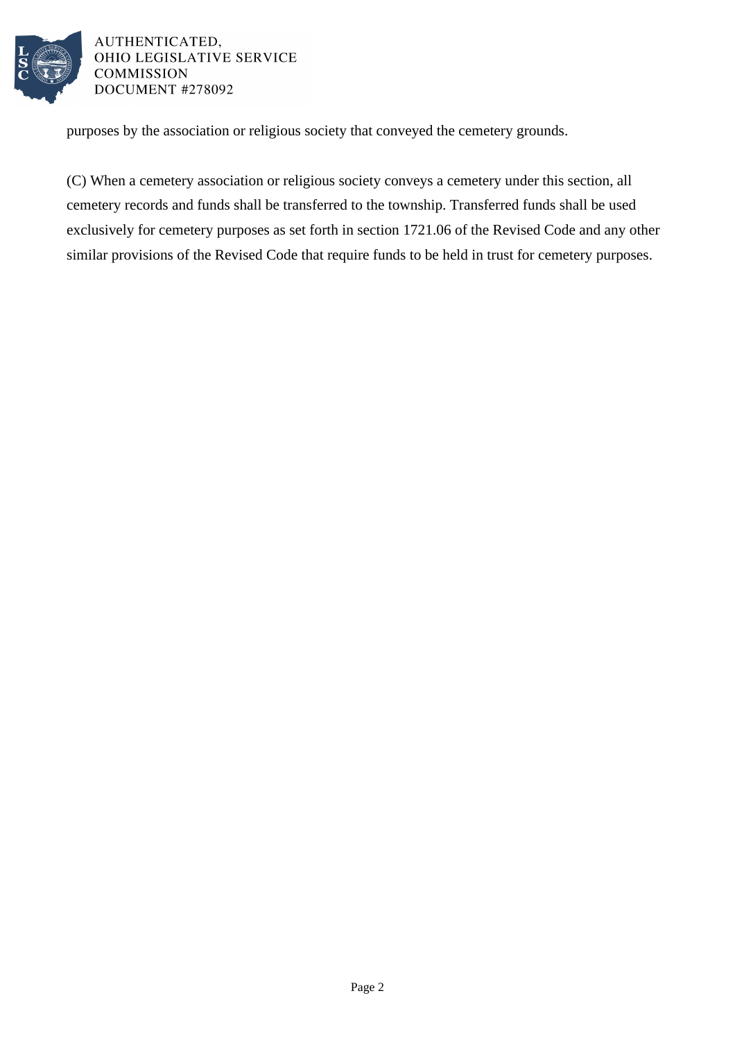purposes by the association or religious society that conveyed the cemetery grounds.

(C) When a cemetery association or religious society conveys a cemetery under this section, all cemetery records and funds shall be transferred to the township. Transferred funds shall be used exclusively for cemetery purposes as set forth in section 1721.06 of the Revised Code and any other similar provisions of the Revised Code that require funds to be held in trust for cemetery purposes.